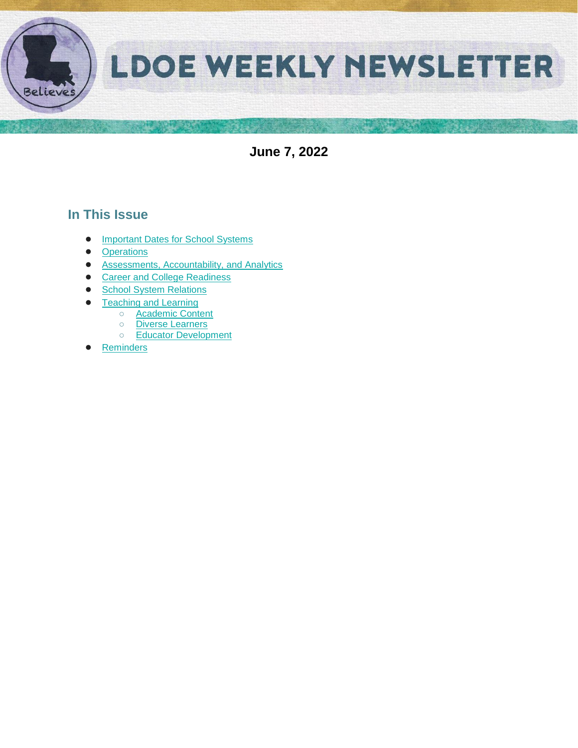# LDOE WEEKLY NEWSLETTER

**June 7, 2022**

## In This Issue

- Important Dates for School Systems
- Operations
- Assessments, Accountability, and Analytics
- Career and College Readiness
- School System Relations
- Teaching and Learning
  - Academic Content
  - Diverse Learners
  - Educator Development
- Reminders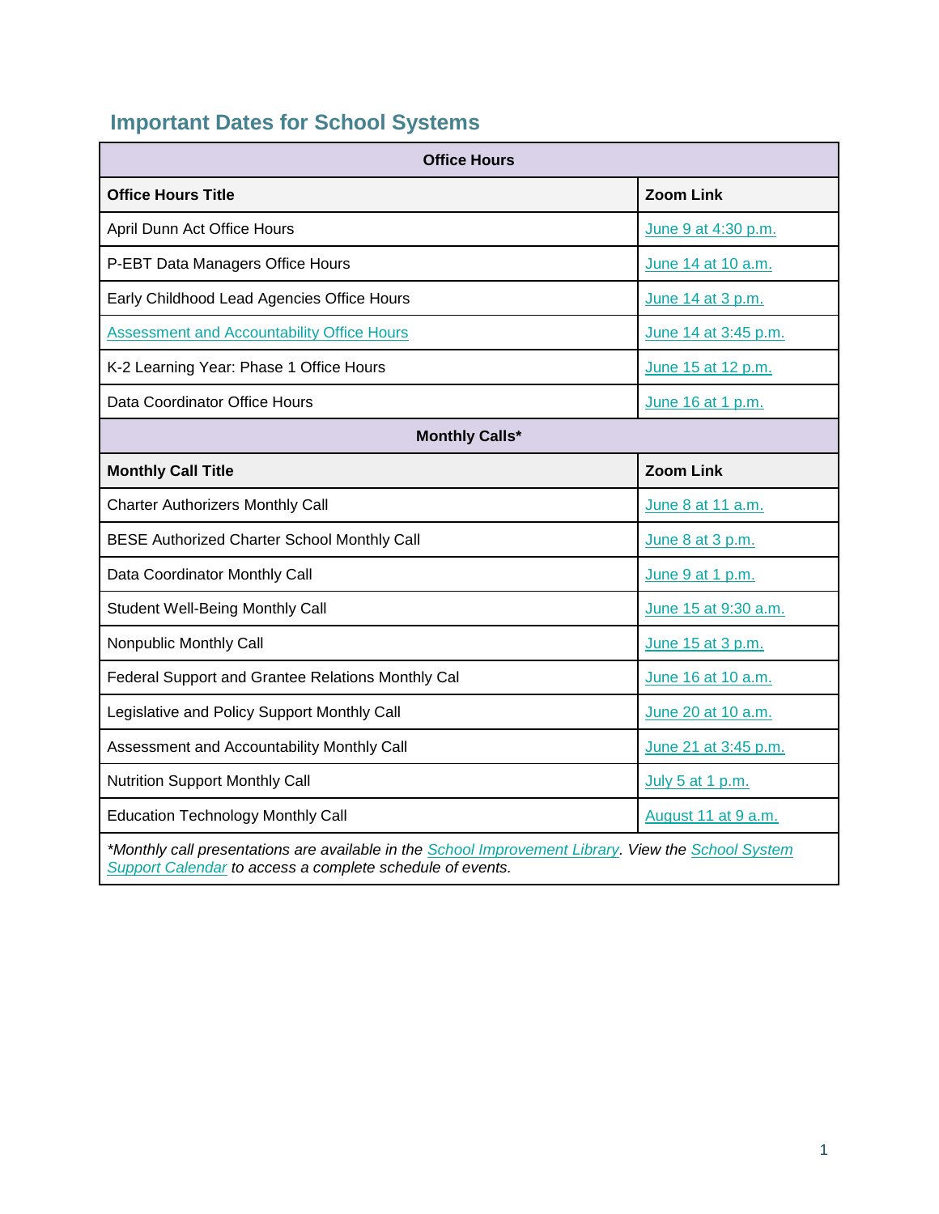## Important Dates for School Systems

| Office Hours | |
|---|---|
| **Office Hours Title** | **Zoom Link** |
| April Dunn Act Office Hours | June 9 at 4:30 p.m. |
| P-EBT Data Managers Office Hours | June 14 at 10 a.m. |
| Early Childhood Lead Agencies Office Hours | June 14 at 3 p.m. |
| Assessment and Accountability Office Hours | June 14 at 3:45 p.m. |
| K-2 Learning Year: Phase 1 Office Hours | June 15 at 12 p.m. |
| Data Coordinator Office Hours | June 16 at 1 p.m. |
| **Monthly Calls*** | |
| **Monthly Call Title** | **Zoom Link** |
| Charter Authorizers Monthly Call | June 8 at 11 a.m. |
| BESE Authorized Charter School Monthly Call | June 8 at 3 p.m. |
| Data Coordinator Monthly Call | June 9 at 1 p.m. |
| Student Well-Being Monthly Call | June 15 at 9:30 a.m. |
| Nonpublic Monthly Call | June 15 at 3 p.m. |
| Federal Support and Grantee Relations Monthly Cal | June 16 at 10 a.m. |
| Legislative and Policy Support Monthly Call | June 20 at 10 a.m. |
| Assessment and Accountability Monthly Call | June 21 at 3:45 p.m. |
| Nutrition Support Monthly Call | July 5 at 1 p.m. |
| Education Technology Monthly Call | August 11 at 9 a.m. |

*\*Monthly call presentations are available in the School Improvement Library. View the School System Support Calendar to access a complete schedule of events.*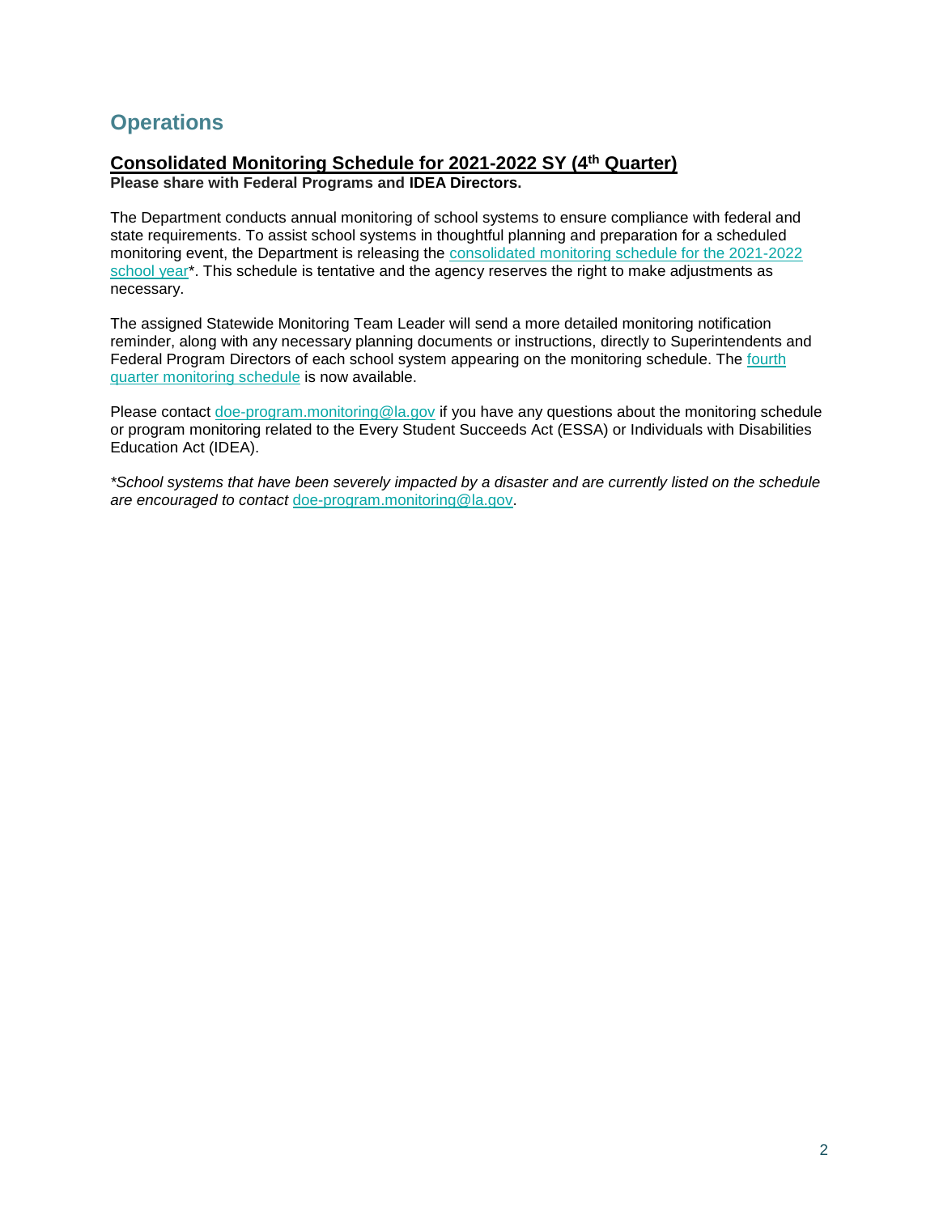# Operations

## Consolidated Monitoring Schedule for 2021-2022 SY (4th Quarter)

**Please share with Federal Programs and IDEA Directors.**

The Department conducts annual monitoring of school systems to ensure compliance with federal and state requirements. To assist school systems in thoughtful planning and preparation for a scheduled monitoring event, the Department is releasing the consolidated monitoring schedule for the 2021-2022 school year*. This schedule is tentative and the agency reserves the right to make adjustments as necessary.

The assigned Statewide Monitoring Team Leader will send a more detailed monitoring notification reminder, along with any necessary planning documents or instructions, directly to Superintendents and Federal Program Directors of each school system appearing on the monitoring schedule. The fourth quarter monitoring schedule is now available.

Please contact doe-program.monitoring@la.gov if you have any questions about the monitoring schedule or program monitoring related to the Every Student Succeeds Act (ESSA) or Individuals with Disabilities Education Act (IDEA).

*\*School systems that have been severely impacted by a disaster and are currently listed on the schedule are encouraged to contact* doe-program.monitoring@la.gov.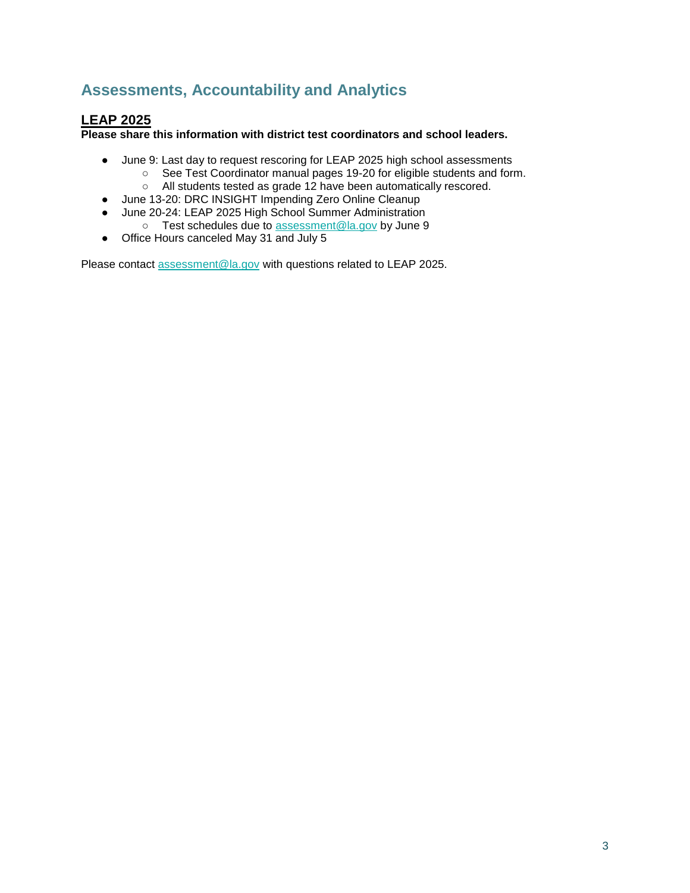## Assessments, Accountability and Analytics

### LEAP 2025

**Please share this information with district test coordinators and school leaders.**

- June 9: Last day to request rescoring for LEAP 2025 high school assessments
  - See Test Coordinator manual pages 19-20 for eligible students and form.
  - All students tested as grade 12 have been automatically rescored.
- June 13-20: DRC INSIGHT Impending Zero Online Cleanup
- June 20-24: LEAP 2025 High School Summer Administration
  - Test schedules due to [assessment@la.gov](mailto:assessment@la.gov) by June 9
- Office Hours canceled May 31 and July 5

Please contact [assessment@la.gov](mailto:assessment@la.gov) with questions related to LEAP 2025.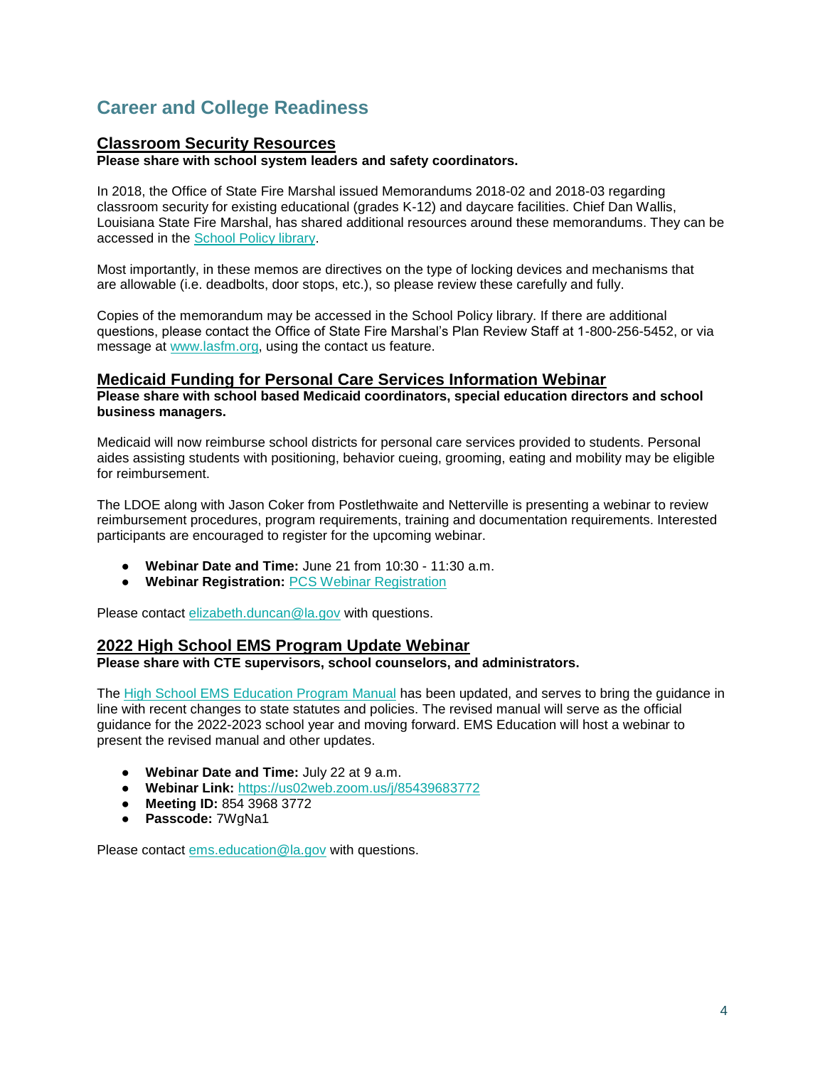# Career and College Readiness

## Classroom Security Resources

**Please share with school system leaders and safety coordinators.**

In 2018, the Office of State Fire Marshal issued Memorandums 2018-02 and 2018-03 regarding classroom security for existing educational (grades K-12) and daycare facilities. Chief Dan Wallis, Louisiana State Fire Marshal, has shared additional resources around these memorandums. They can be accessed in the School Policy library.

Most importantly, in these memos are directives on the type of locking devices and mechanisms that are allowable (i.e. deadbolts, door stops, etc.), so please review these carefully and fully.

Copies of the memorandum may be accessed in the School Policy library. If there are additional questions, please contact the Office of State Fire Marshal's Plan Review Staff at 1-800-256-5452, or via message at www.lasfm.org, using the contact us feature.

## Medicaid Funding for Personal Care Services Information Webinar

**Please share with school based Medicaid coordinators, special education directors and school business managers.**

Medicaid will now reimburse school districts for personal care services provided to students. Personal aides assisting students with positioning, behavior cueing, grooming, eating and mobility may be eligible for reimbursement.

The LDOE along with Jason Coker from Postlethwaite and Netterville is presenting a webinar to review reimbursement procedures, program requirements, training and documentation requirements. Interested participants are encouraged to register for the upcoming webinar.

- **Webinar Date and Time:** June 21 from 10:30 - 11:30 a.m.
- **Webinar Registration:** PCS Webinar Registration

Please contact elizabeth.duncan@la.gov with questions.

## 2022 High School EMS Program Update Webinar

**Please share with CTE supervisors, school counselors, and administrators.**

The High School EMS Education Program Manual has been updated, and serves to bring the guidance in line with recent changes to state statutes and policies. The revised manual will serve as the official guidance for the 2022-2023 school year and moving forward. EMS Education will host a webinar to present the revised manual and other updates.

- **Webinar Date and Time:** July 22 at 9 a.m.
- **Webinar Link:** https://us02web.zoom.us/j/85439683772
- **Meeting ID:** 854 3968 3772
- **Passcode:** 7WgNa1

Please contact ems.education@la.gov with questions.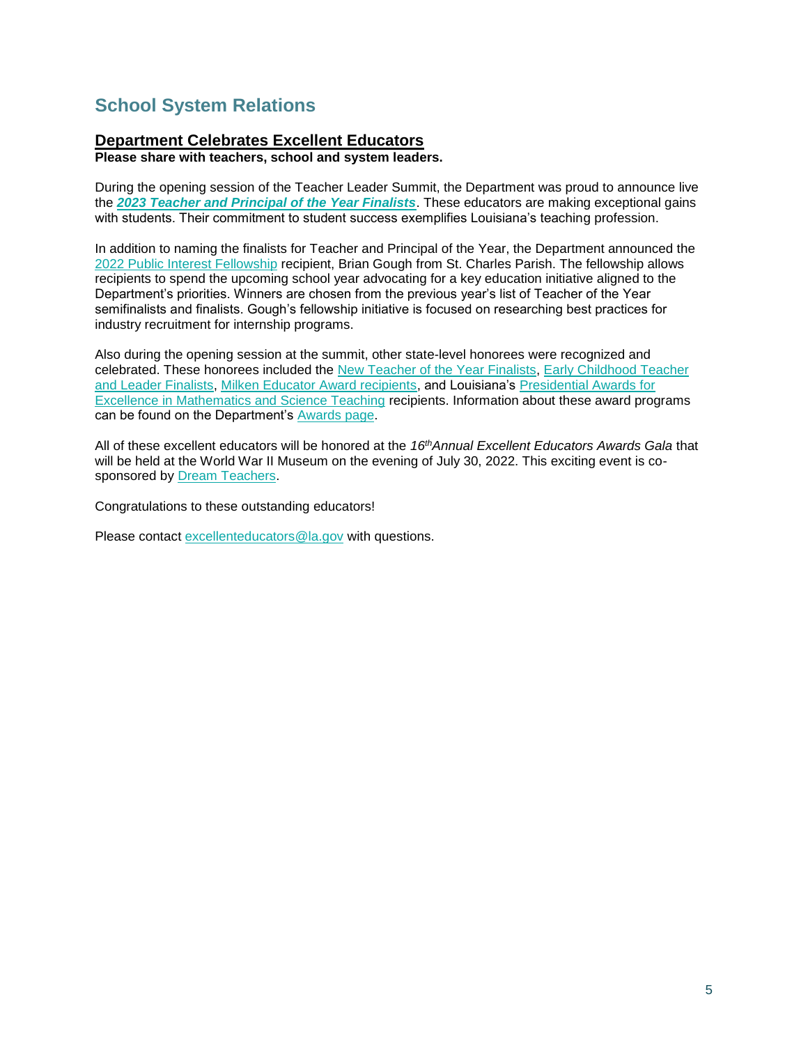## School System Relations

### Department Celebrates Excellent Educators

**Please share with teachers, school and system leaders.**

During the opening session of the Teacher Leader Summit, the Department was proud to announce live the ***2023 Teacher and Principal of the Year Finalists***. These educators are making exceptional gains with students. Their commitment to student success exemplifies Louisiana's teaching profession.

In addition to naming the finalists for Teacher and Principal of the Year, the Department announced the 2022 Public Interest Fellowship recipient, Brian Gough from St. Charles Parish. The fellowship allows recipients to spend the upcoming school year advocating for a key education initiative aligned to the Department's priorities. Winners are chosen from the previous year's list of Teacher of the Year semifinalists and finalists. Gough's fellowship initiative is focused on researching best practices for industry recruitment for internship programs.

Also during the opening session at the summit, other state-level honorees were recognized and celebrated. These honorees included the New Teacher of the Year Finalists, Early Childhood Teacher and Leader Finalists, Milken Educator Award recipients, and Louisiana's Presidential Awards for Excellence in Mathematics and Science Teaching recipients. Information about these award programs can be found on the Department's Awards page.

All of these excellent educators will be honored at the *16th Annual Excellent Educators Awards Gala* that will be held at the World War II Museum on the evening of July 30, 2022. This exciting event is co-sponsored by Dream Teachers.

Congratulations to these outstanding educators!

Please contact excellenteducators@la.gov with questions.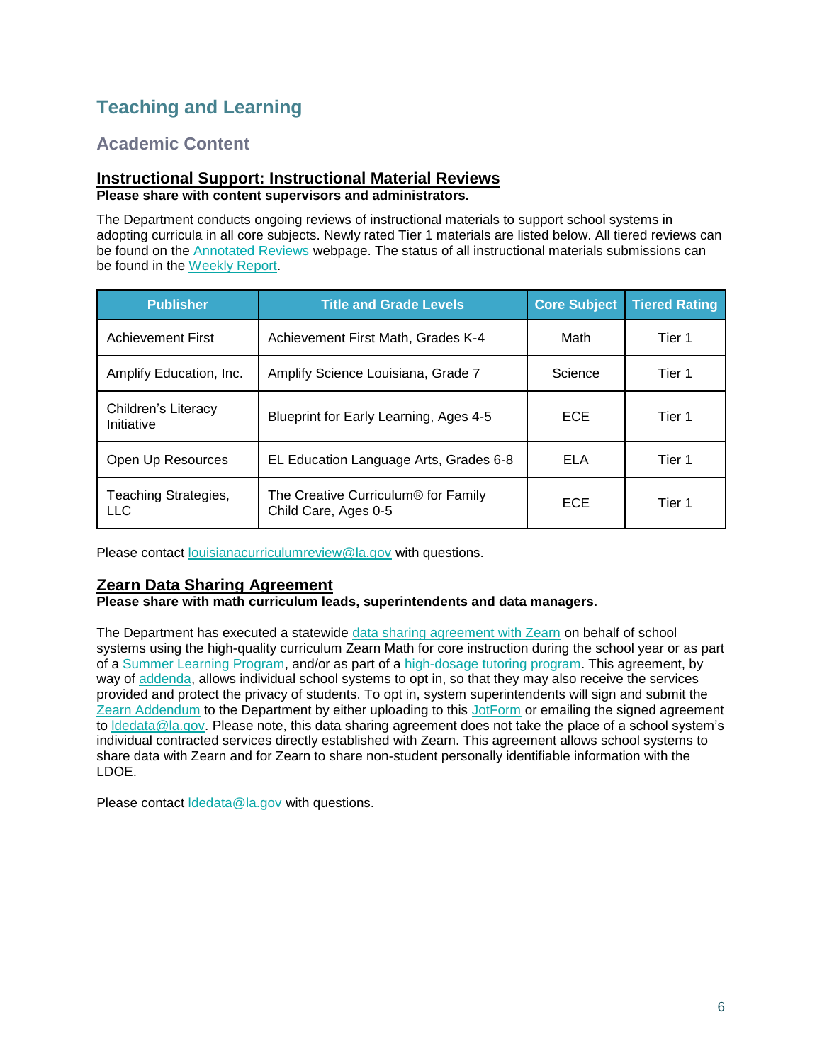# Teaching and Learning

## Academic Content

### Instructional Support: Instructional Material Reviews

**Please share with content supervisors and administrators.**

The Department conducts ongoing reviews of instructional materials to support school systems in adopting curricula in all core subjects. Newly rated Tier 1 materials are listed below. All tiered reviews can be found on the Annotated Reviews webpage. The status of all instructional materials submissions can be found in the Weekly Report.

| Publisher | Title and Grade Levels | Core Subject | Tiered Rating |
|---|---|---|---|
| Achievement First | Achievement First Math, Grades K-4 | Math | Tier 1 |
| Amplify Education, Inc. | Amplify Science Louisiana, Grade 7 | Science | Tier 1 |
| Children's Literacy Initiative | Blueprint for Early Learning, Ages 4-5 | ECE | Tier 1 |
| Open Up Resources | EL Education Language Arts, Grades 6-8 | ELA | Tier 1 |
| Teaching Strategies, LLC | The Creative Curriculum® for Family Child Care, Ages 0-5 | ECE | Tier 1 |

Please contact louisianacurriculumreview@la.gov with questions.

### Zearn Data Sharing Agreement

**Please share with math curriculum leads, superintendents and data managers.**

The Department has executed a statewide data sharing agreement with Zearn on behalf of school systems using the high-quality curriculum Zearn Math for core instruction during the school year or as part of a Summer Learning Program, and/or as part of a high-dosage tutoring program. This agreement, by way of addenda, allows individual school systems to opt in, so that they may also receive the services provided and protect the privacy of students. To opt in, system superintendents will sign and submit the Zearn Addendum to the Department by either uploading to this JotForm or emailing the signed agreement to ldedata@la.gov. Please note, this data sharing agreement does not take the place of a school system's individual contracted services directly established with Zearn. This agreement allows school systems to share data with Zearn and for Zearn to share non-student personally identifiable information with the LDOE.

Please contact ldedata@la.gov with questions.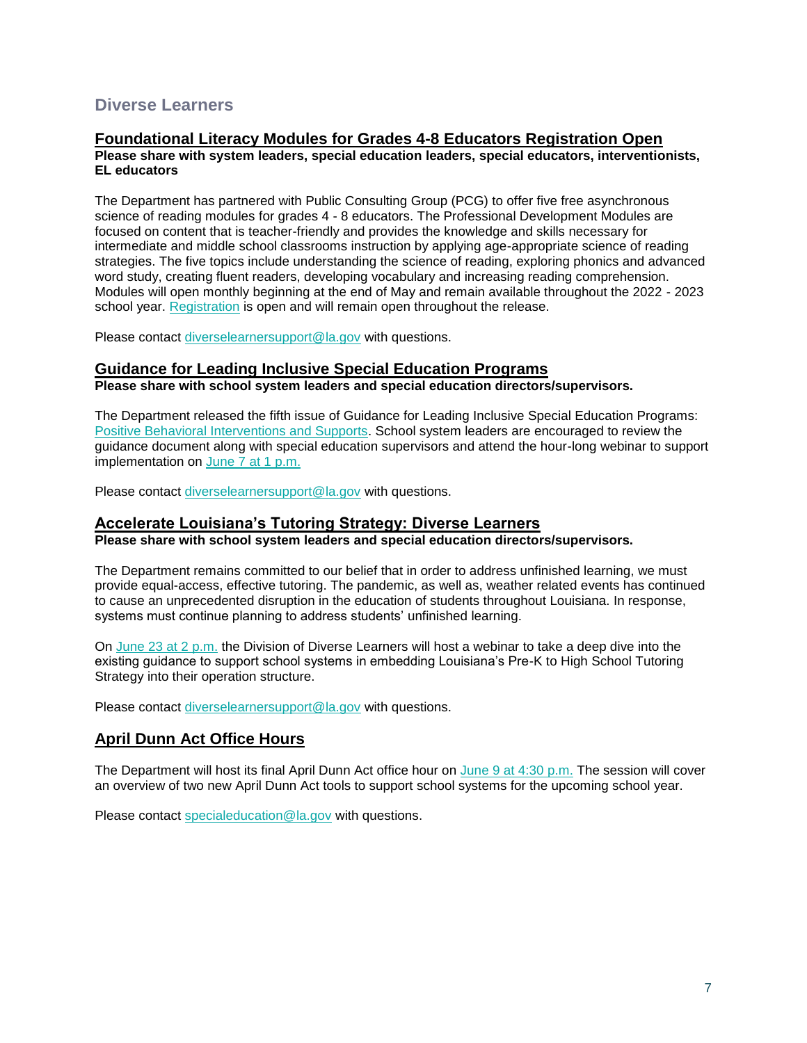## Diverse Learners

### Foundational Literacy Modules for Grades 4-8 Educators Registration Open

**Please share with system leaders, special education leaders, special educators, interventionists, EL educators**

The Department has partnered with Public Consulting Group (PCG) to offer five free asynchronous science of reading modules for grades 4 - 8 educators. The Professional Development Modules are focused on content that is teacher-friendly and provides the knowledge and skills necessary for intermediate and middle school classrooms instruction by applying age-appropriate science of reading strategies. The five topics include understanding the science of reading, exploring phonics and advanced word study, creating fluent readers, developing vocabulary and increasing reading comprehension. Modules will open monthly beginning at the end of May and remain available throughout the 2022 - 2023 school year. Registration is open and will remain open throughout the release.

Please contact diverselearnersupport@la.gov with questions.

### Guidance for Leading Inclusive Special Education Programs

**Please share with school system leaders and special education directors/supervisors.**

The Department released the fifth issue of Guidance for Leading Inclusive Special Education Programs: Positive Behavioral Interventions and Supports. School system leaders are encouraged to review the guidance document along with special education supervisors and attend the hour-long webinar to support implementation on June 7 at 1 p.m.

Please contact diverselearnersupport@la.gov with questions.

### Accelerate Louisiana's Tutoring Strategy: Diverse Learners

**Please share with school system leaders and special education directors/supervisors.**

The Department remains committed to our belief that in order to address unfinished learning, we must provide equal-access, effective tutoring. The pandemic, as well as, weather related events has continued to cause an unprecedented disruption in the education of students throughout Louisiana. In response, systems must continue planning to address students' unfinished learning.

On June 23 at 2 p.m. the Division of Diverse Learners will host a webinar to take a deep dive into the existing guidance to support school systems in embedding Louisiana's Pre-K to High School Tutoring Strategy into their operation structure.

Please contact diverselearnersupport@la.gov with questions.

### April Dunn Act Office Hours

The Department will host its final April Dunn Act office hour on June 9 at 4:30 p.m. The session will cover an overview of two new April Dunn Act tools to support school systems for the upcoming school year.

Please contact specialeducation@la.gov with questions.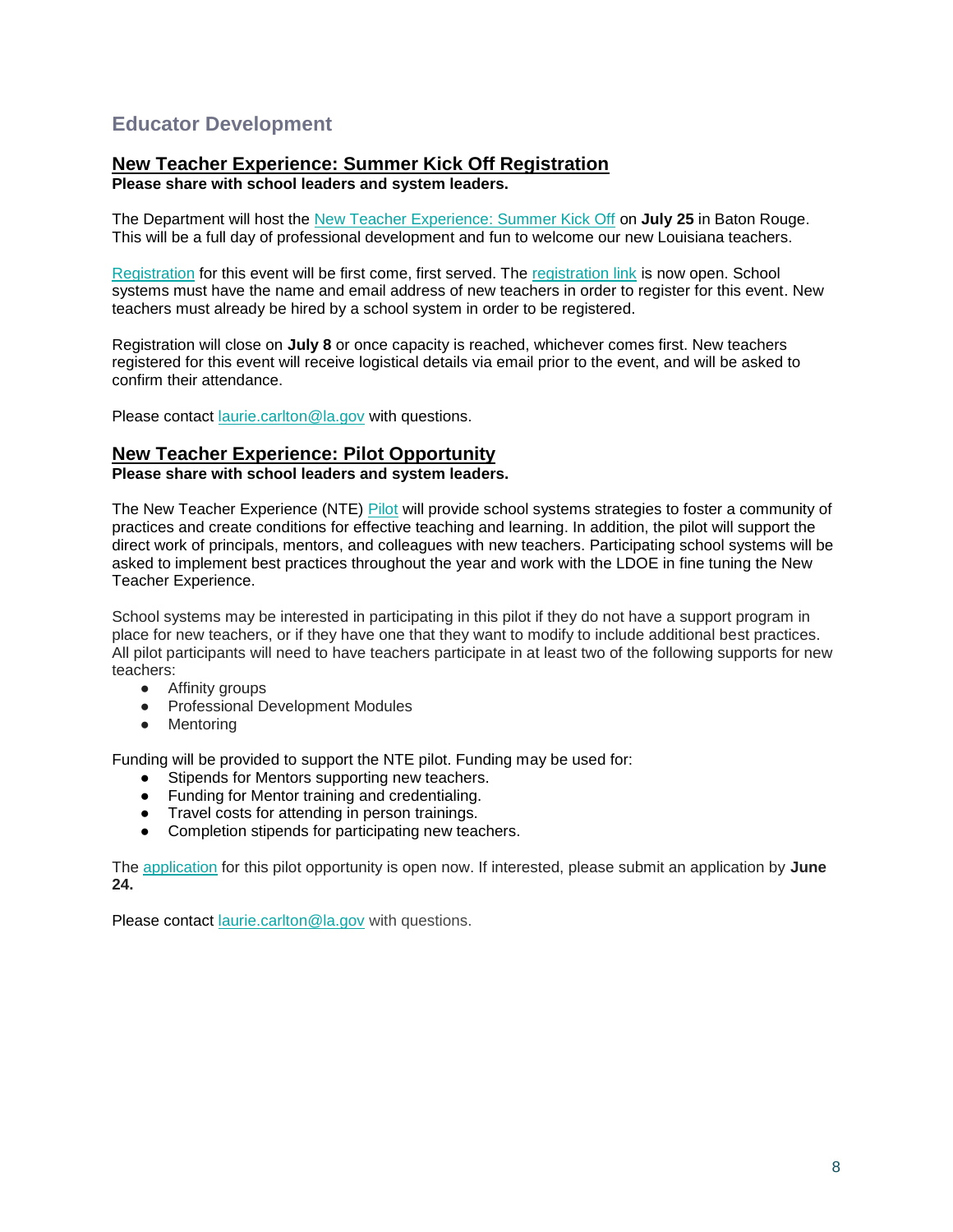## Educator Development

### New Teacher Experience: Summer Kick Off Registration

**Please share with school leaders and system leaders.**

The Department will host the New Teacher Experience: Summer Kick Off on **July 25** in Baton Rouge. This will be a full day of professional development and fun to welcome our new Louisiana teachers.

Registration for this event will be first come, first served. The registration link is now open. School systems must have the name and email address of new teachers in order to register for this event. New teachers must already be hired by a school system in order to be registered.

Registration will close on **July 8** or once capacity is reached, whichever comes first. New teachers registered for this event will receive logistical details via email prior to the event, and will be asked to confirm their attendance.

Please contact laurie.carlton@la.gov with questions.

### New Teacher Experience: Pilot Opportunity

**Please share with school leaders and system leaders.**

The New Teacher Experience (NTE) Pilot will provide school systems strategies to foster a community of practices and create conditions for effective teaching and learning. In addition, the pilot will support the direct work of principals, mentors, and colleagues with new teachers. Participating school systems will be asked to implement best practices throughout the year and work with the LDOE in fine tuning the New Teacher Experience.

School systems may be interested in participating in this pilot if they do not have a support program in place for new teachers, or if they have one that they want to modify to include additional best practices. All pilot participants will need to have teachers participate in at least two of the following supports for new teachers:

- Affinity groups
- Professional Development Modules
- Mentoring

Funding will be provided to support the NTE pilot. Funding may be used for:

- Stipends for Mentors supporting new teachers.
- Funding for Mentor training and credentialing.
- Travel costs for attending in person trainings.
- Completion stipends for participating new teachers.

The application for this pilot opportunity is open now. If interested, please submit an application by **June 24.**

Please contact laurie.carlton@la.gov with questions.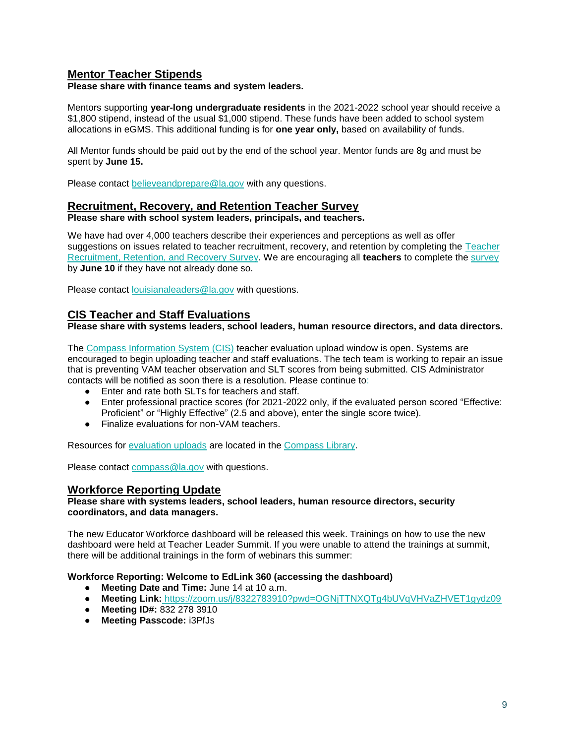## Mentor Teacher Stipends

**Please share with finance teams and system leaders.**

Mentors supporting **year-long undergraduate residents** in the 2021-2022 school year should receive a $1,800 stipend, instead of the usual $1,000 stipend. These funds have been added to school system allocations in eGMS. This additional funding is for **one year only,** based on availability of funds.

All Mentor funds should be paid out by the end of the school year. Mentor funds are 8g and must be spent by **June 15.**

Please contact believeandprepare@la.gov with any questions.

## Recruitment, Recovery, and Retention Teacher Survey

**Please share with school system leaders, principals, and teachers.**

We have had over 4,000 teachers describe their experiences and perceptions as well as offer suggestions on issues related to teacher recruitment, recovery, and retention by completing the Teacher Recruitment, Retention, and Recovery Survey. We are encouraging all **teachers** to complete the survey by **June 10** if they have not already done so.

Please contact louisianaleaders@la.gov with questions.

## CIS Teacher and Staff Evaluations

**Please share with systems leaders, school leaders, human resource directors, and data directors.**

The Compass Information System (CIS) teacher evaluation upload window is open. Systems are encouraged to begin uploading teacher and staff evaluations. The tech team is working to repair an issue that is preventing VAM teacher observation and SLT scores from being submitted. CIS Administrator contacts will be notified as soon there is a resolution. Please continue to:

- Enter and rate both SLTs for teachers and staff.
- Enter professional practice scores (for 2021-2022 only, if the evaluated person scored "Effective: Proficient" or "Highly Effective" (2.5 and above), enter the single score twice).
- Finalize evaluations for non-VAM teachers.

Resources for evaluation uploads are located in the Compass Library.

Please contact compass@la.gov with questions.

## Workforce Reporting Update

**Please share with systems leaders, school leaders, human resource directors, security coordinators, and data managers.**

The new Educator Workforce dashboard will be released this week. Trainings on how to use the new dashboard were held at Teacher Leader Summit. If you were unable to attend the trainings at summit, there will be additional trainings in the form of webinars this summer:

**Workforce Reporting: Welcome to EdLink 360 (accessing the dashboard)**

- **Meeting Date and Time:** June 14 at 10 a.m.
- **Meeting Link:** https://zoom.us/j/8322783910?pwd=OGNjTTNXQTg4bUVqVHVaZHVET1gydz09
- **Meeting ID#:** 832 278 3910
- **Meeting Passcode:** i3PfJs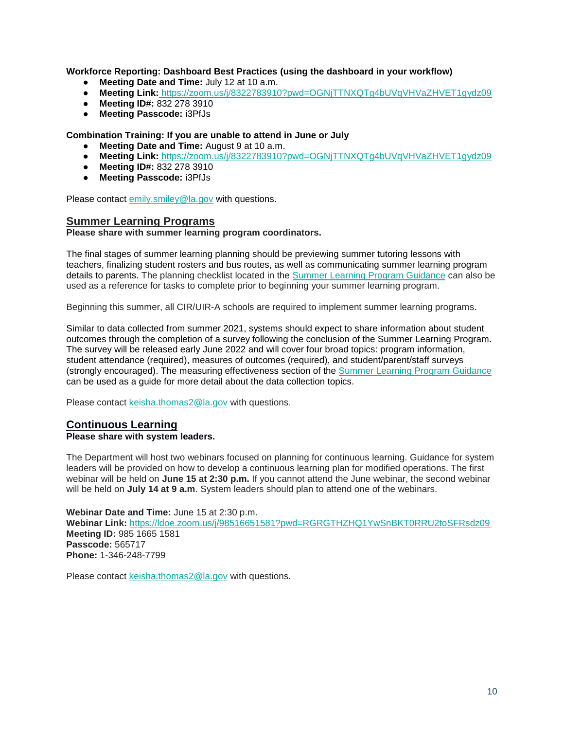**Workforce Reporting: Dashboard Best Practices (using the dashboard in your workflow)**

- **Meeting Date and Time:** July 12 at 10 a.m.
- **Meeting Link:** [https://zoom.us/j/8322783910?pwd=OGNjTTNXQTg4bUVqVHVaZHVET1gydz09](https://zoom.us/j/8322783910?pwd=OGNjTTNXQTg4bUVqVHVaZHVET1gydz09)
- **Meeting ID#:** 832 278 3910
- **Meeting Passcode:** i3PfJs

**Combination Training: If you are unable to attend in June or July**

- **Meeting Date and Time:** August 9 at 10 a.m.
- **Meeting Link:** [https://zoom.us/j/8322783910?pwd=OGNjTTNXQTg4bUVqVHVaZHVET1gydz09](https://zoom.us/j/8322783910?pwd=OGNjTTNXQTg4bUVqVHVaZHVET1gydz09)
- **Meeting ID#:** 832 278 3910
- **Meeting Passcode:** i3PfJs

Please contact [emily.smiley@la.gov](mailto:emily.smiley@la.gov) with questions.

## Summer Learning Programs

**Please share with summer learning program coordinators.**

The final stages of summer learning planning should be previewing summer tutoring lessons with teachers, finalizing student rosters and bus routes, as well as communicating summer learning program details to parents. The planning checklist located in the Summer Learning Program Guidance can also be used as a reference for tasks to complete prior to beginning your summer learning program.

Beginning this summer, all CIR/UIR-A schools are required to implement summer learning programs.

Similar to data collected from summer 2021, systems should expect to share information about student outcomes through the completion of a survey following the conclusion of the Summer Learning Program. The survey will be released early June 2022 and will cover four broad topics: program information, student attendance (required), measures of outcomes (required), and student/parent/staff surveys (strongly encouraged). The measuring effectiveness section of the Summer Learning Program Guidance can be used as a guide for more detail about the data collection topics.

Please contact [keisha.thomas2@la.gov](mailto:keisha.thomas2@la.gov) with questions.

## Continuous Learning

**Please share with system leaders.**

The Department will host two webinars focused on planning for continuous learning. Guidance for system leaders will be provided on how to develop a continuous learning plan for modified operations. The first webinar will be held on **June 15 at 2:30 p.m.** If you cannot attend the June webinar, the second webinar will be held on **July 14 at 9 a.m**. System leaders should plan to attend one of the webinars.

**Webinar Date and Time:** June 15 at 2:30 p.m.
**Webinar Link:** [https://ldoe.zoom.us/j/98516651581?pwd=RGRGTHZHQ1YwSnBKT0RRU2toSFRsdz09](https://ldoe.zoom.us/j/98516651581?pwd=RGRGTHZHQ1YwSnBKT0RRU2toSFRsdz09)
**Meeting ID:** 985 1665 1581
**Passcode:** 565717
**Phone:** 1-346-248-7799

Please contact [keisha.thomas2@la.gov](mailto:keisha.thomas2@la.gov) with questions.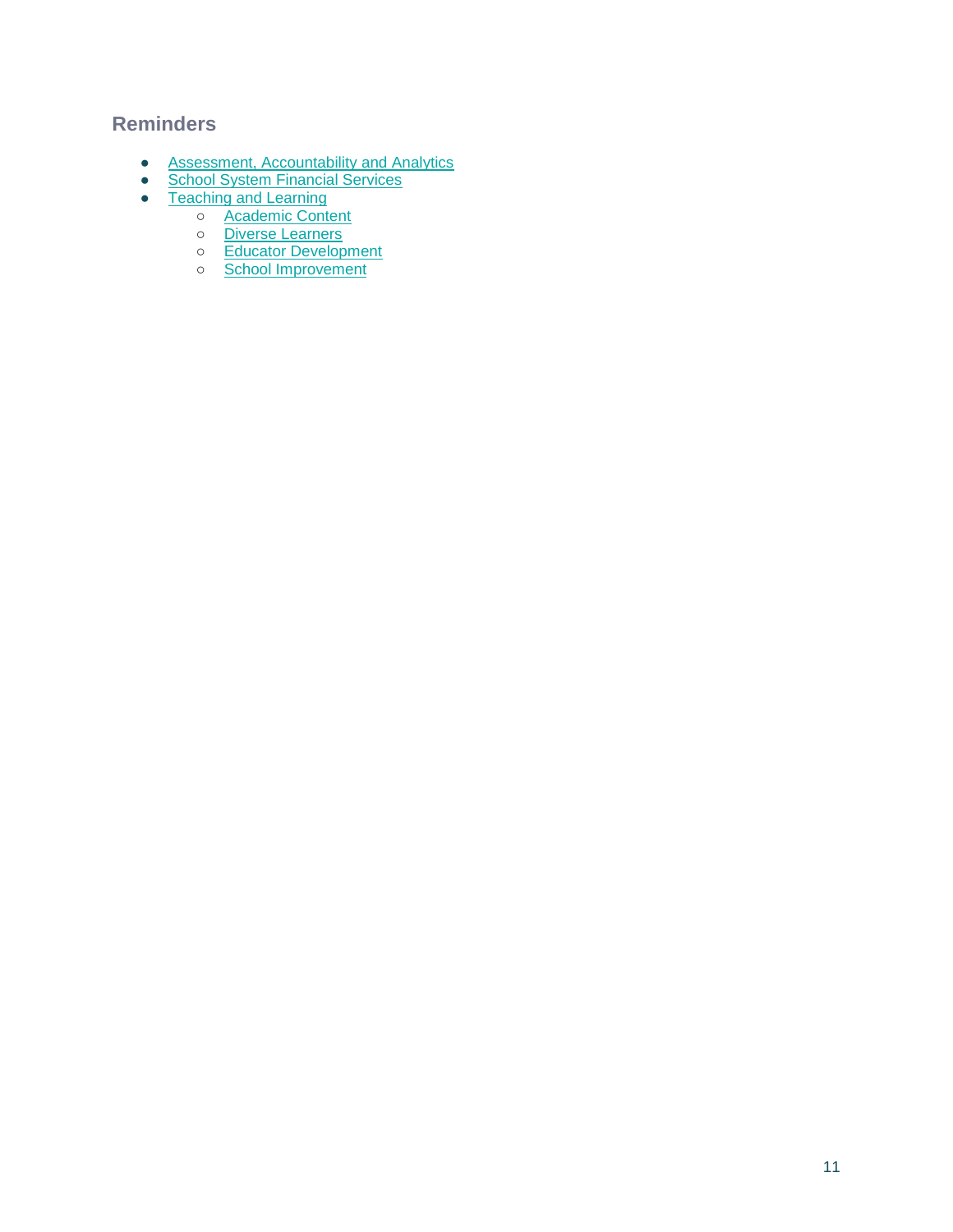## Reminders

- Assessment, Accountability and Analytics
- School System Financial Services
- Teaching and Learning
  - Academic Content
  - Diverse Learners
  - Educator Development
  - School Improvement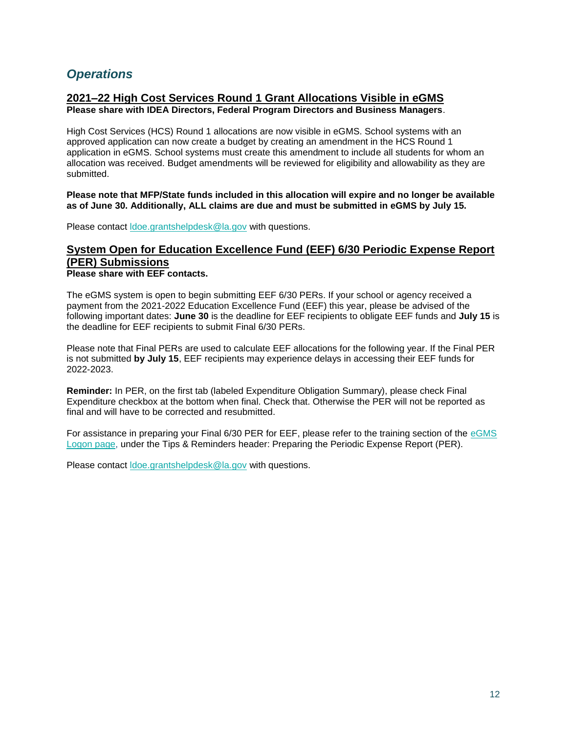## *Operations*

### 2021–22 High Cost Services Round 1 Grant Allocations Visible in eGMS

**Please share with IDEA Directors, Federal Program Directors and Business Managers**.

High Cost Services (HCS) Round 1 allocations are now visible in eGMS. School systems with an approved application can now create a budget by creating an amendment in the HCS Round 1 application in eGMS. School systems must create this amendment to include all students for whom an allocation was received. Budget amendments will be reviewed for eligibility and allowability as they are submitted.

**Please note that MFP/State funds included in this allocation will expire and no longer be available as of June 30. Additionally, ALL claims are due and must be submitted in eGMS by July 15.**

Please contact ldoe.grantshelpdesk@la.gov with questions.

### System Open for Education Excellence Fund (EEF) 6/30 Periodic Expense Report (PER) Submissions

**Please share with EEF contacts.**

The eGMS system is open to begin submitting EEF 6/30 PERs. If your school or agency received a payment from the 2021-2022 Education Excellence Fund (EEF) this year, please be advised of the following important dates: **June 30** is the deadline for EEF recipients to obligate EEF funds and **July 15** is the deadline for EEF recipients to submit Final 6/30 PERs.

Please note that Final PERs are used to calculate EEF allocations for the following year. If the Final PER is not submitted **by July 15**, EEF recipients may experience delays in accessing their EEF funds for 2022-2023.

**Reminder:** In PER, on the first tab (labeled Expenditure Obligation Summary), please check Final Expenditure checkbox at the bottom when final. Check that. Otherwise the PER will not be reported as final and will have to be corrected and resubmitted.

For assistance in preparing your Final 6/30 PER for EEF, please refer to the training section of the eGMS Logon page, under the Tips & Reminders header: Preparing the Periodic Expense Report (PER).

Please contact ldoe.grantshelpdesk@la.gov with questions.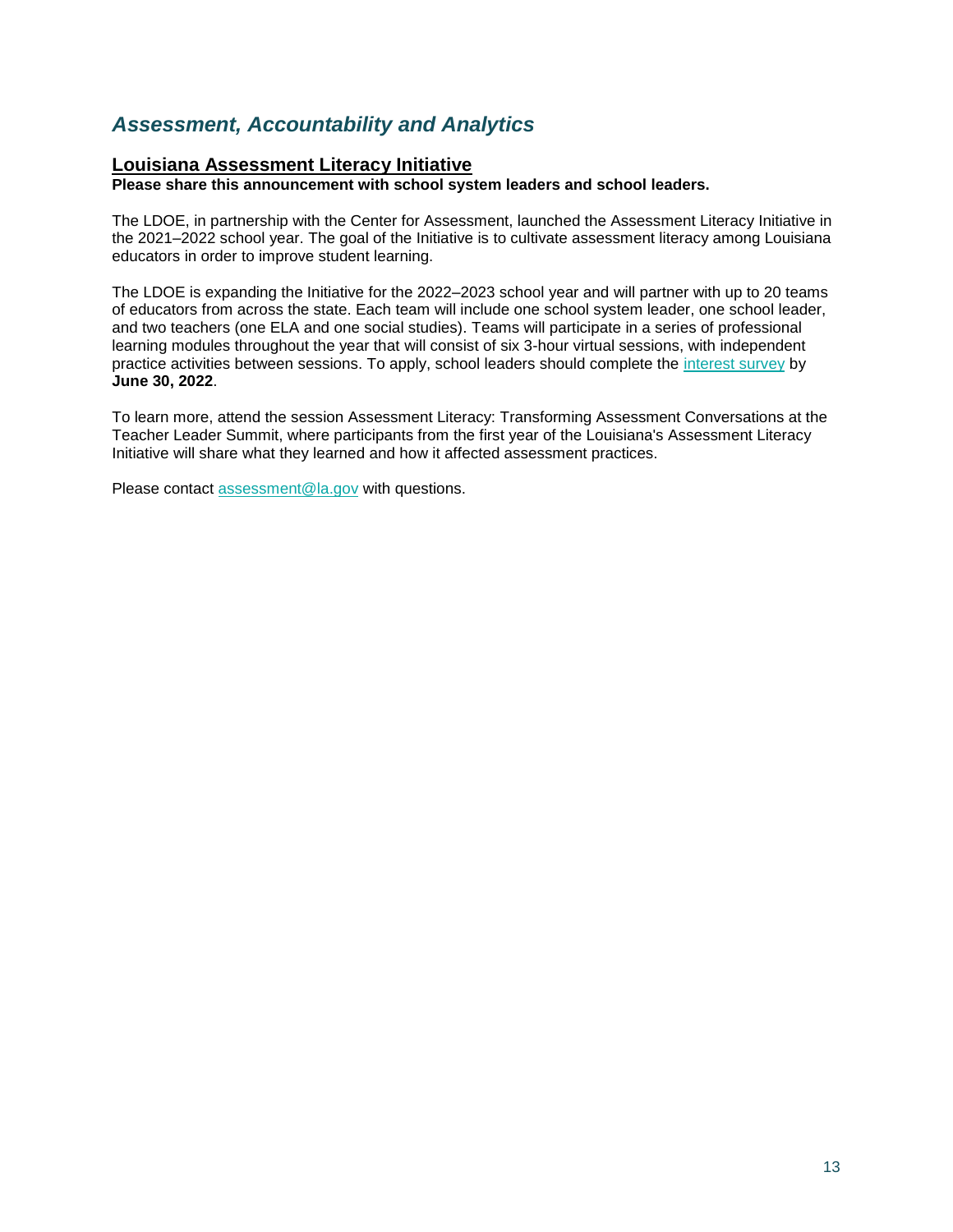## *Assessment, Accountability and Analytics*

### Louisiana Assessment Literacy Initiative

**Please share this announcement with school system leaders and school leaders.**

The LDOE, in partnership with the Center for Assessment, launched the Assessment Literacy Initiative in the 2021–2022 school year. The goal of the Initiative is to cultivate assessment literacy among Louisiana educators in order to improve student learning.

The LDOE is expanding the Initiative for the 2022–2023 school year and will partner with up to 20 teams of educators from across the state. Each team will include one school system leader, one school leader, and two teachers (one ELA and one social studies). Teams will participate in a series of professional learning modules throughout the year that will consist of six 3-hour virtual sessions, with independent practice activities between sessions. To apply, school leaders should complete the interest survey by **June 30, 2022**.

To learn more, attend the session Assessment Literacy: Transforming Assessment Conversations at the Teacher Leader Summit, where participants from the first year of the Louisiana's Assessment Literacy Initiative will share what they learned and how it affected assessment practices.

Please contact assessment@la.gov with questions.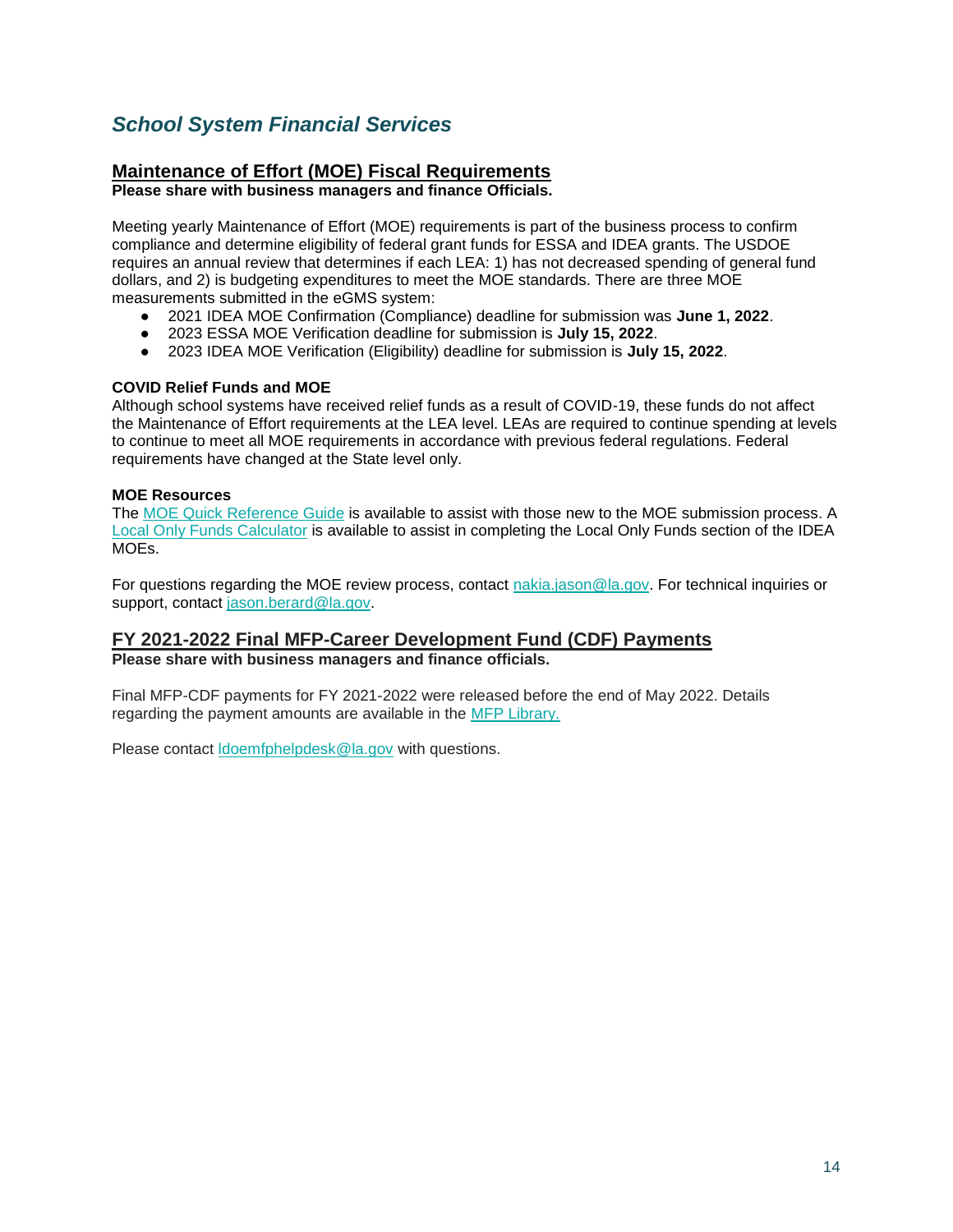## *School System Financial Services*

### Maintenance of Effort (MOE) Fiscal Requirements

**Please share with business managers and finance Officials.**

Meeting yearly Maintenance of Effort (MOE) requirements is part of the business process to confirm compliance and determine eligibility of federal grant funds for ESSA and IDEA grants. The USDOE requires an annual review that determines if each LEA: 1) has not decreased spending of general fund dollars, and 2) is budgeting expenditures to meet the MOE standards. There are three MOE measurements submitted in the eGMS system:

- 2021 IDEA MOE Confirmation (Compliance) deadline for submission was **June 1, 2022**.
- 2023 ESSA MOE Verification deadline for submission is **July 15, 2022**.
- 2023 IDEA MOE Verification (Eligibility) deadline for submission is **July 15, 2022**.

**COVID Relief Funds and MOE**

Although school systems have received relief funds as a result of COVID-19, these funds do not affect the Maintenance of Effort requirements at the LEA level. LEAs are required to continue spending at levels to continue to meet all MOE requirements in accordance with previous federal regulations. Federal requirements have changed at the State level only.

**MOE Resources**

The MOE Quick Reference Guide is available to assist with those new to the MOE submission process. A Local Only Funds Calculator is available to assist in completing the Local Only Funds section of the IDEA MOEs.

For questions regarding the MOE review process, contact nakia.jason@la.gov. For technical inquiries or support, contact jason.berard@la.gov.

### FY 2021-2022 Final MFP-Career Development Fund (CDF) Payments

**Please share with business managers and finance officials.**

Final MFP-CDF payments for FY 2021-2022 were released before the end of May 2022. Details regarding the payment amounts are available in the MFP Library.

Please contact ldoemfphelpdesk@la.gov with questions.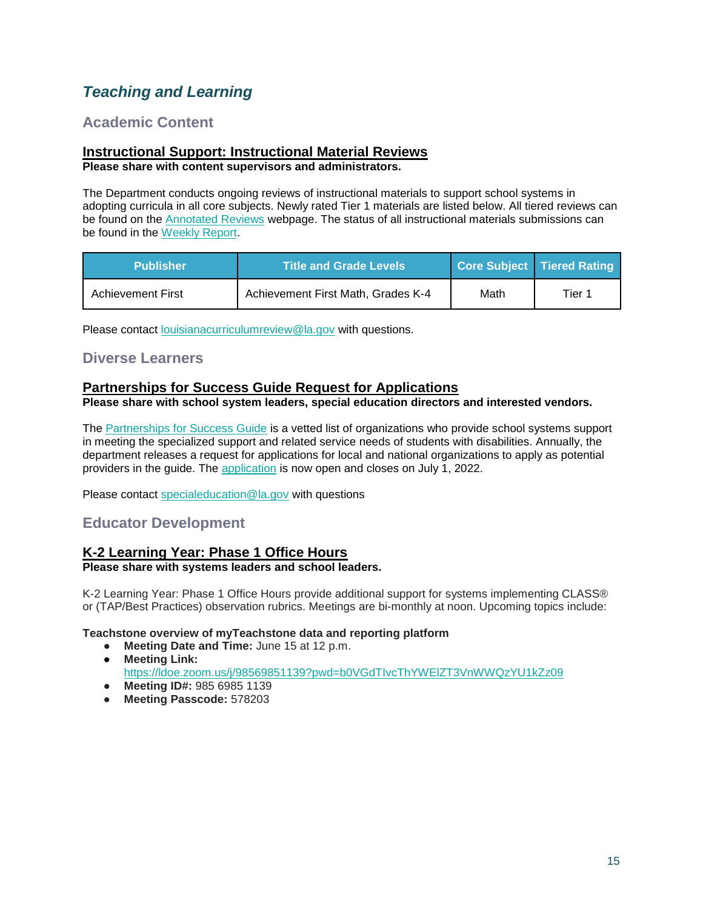## *Teaching and Learning*

### Academic Content

#### Instructional Support: Instructional Material Reviews

**Please share with content supervisors and administrators.**

The Department conducts ongoing reviews of instructional materials to support school systems in adopting curricula in all core subjects. Newly rated Tier 1 materials are listed below. All tiered reviews can be found on the [Annotated Reviews]() webpage. The status of all instructional materials submissions can be found in the [Weekly Report]().

| Publisher | Title and Grade Levels | Core Subject | Tiered Rating |
|---|---|---|---|
| Achievement First | Achievement First Math, Grades K-4 | Math | Tier 1 |

Please contact louisianacurriculumreview@la.gov with questions.

### Diverse Learners

#### Partnerships for Success Guide Request for Applications

**Please share with school system leaders, special education directors and interested vendors.**

The [Partnerships for Success Guide]() is a vetted list of organizations who provide school systems support in meeting the specialized support and related service needs of students with disabilities. Annually, the department releases a request for applications for local and national organizations to apply as potential providers in the guide. The [application]() is now open and closes on July 1, 2022.

Please contact specialeducation@la.gov with questions

### Educator Development

#### K-2 Learning Year: Phase 1 Office Hours

**Please share with systems leaders and school leaders.**

K-2 Learning Year: Phase 1 Office Hours provide additional support for systems implementing CLASS® or (TAP/Best Practices) observation rubrics. Meetings are bi-monthly at noon. Upcoming topics include:

**Teachstone overview of myTeachstone data and reporting platform**

- **Meeting Date and Time:** June 15 at 12 p.m.
- **Meeting Link:** https://ldoe.zoom.us/j/98569851139?pwd=b0VGdTIvcThYWElZT3VnWWQzYU1kZz09
- **Meeting ID#:** 985 6985 1139
- **Meeting Passcode:** 578203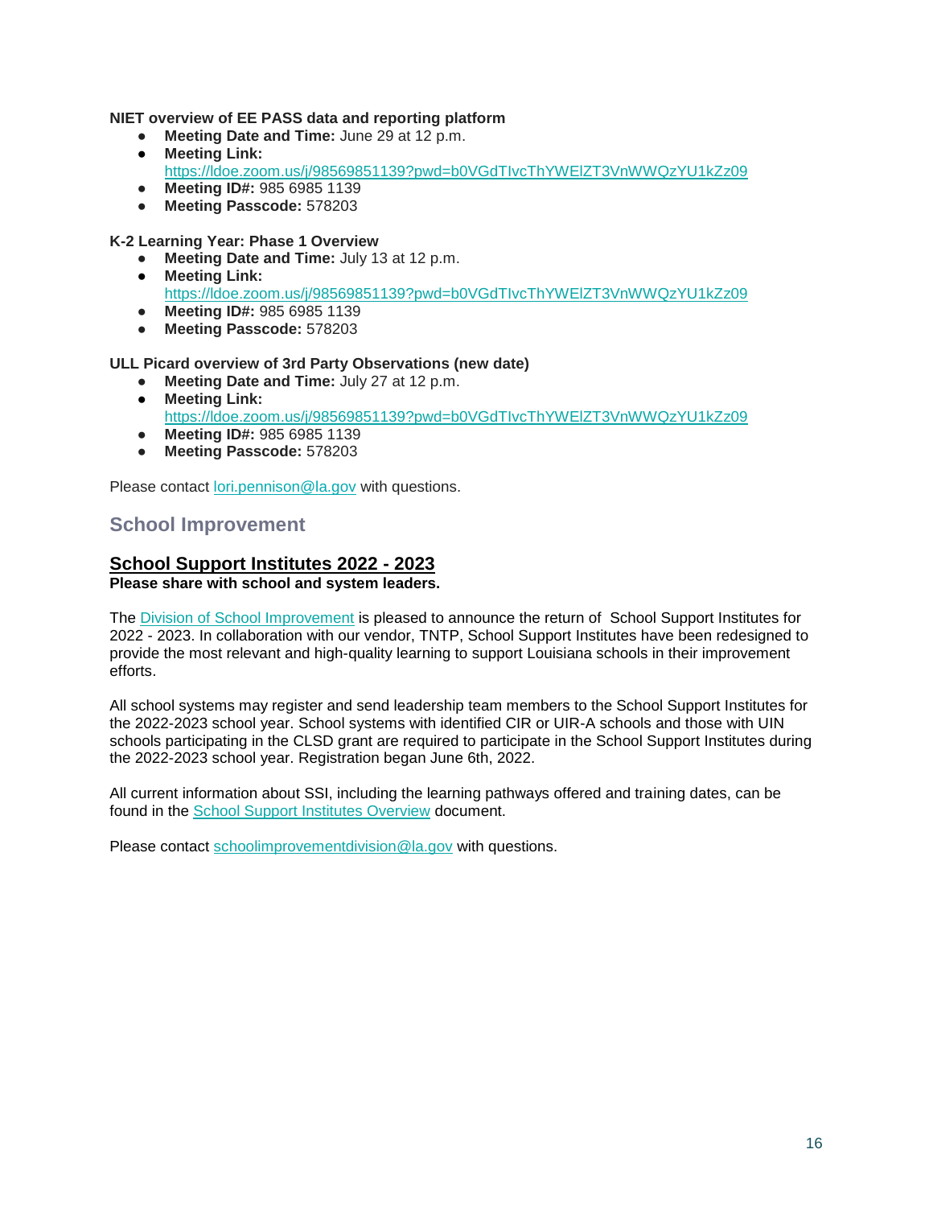**NIET overview of EE PASS data and reporting platform**

- **Meeting Date and Time:** June 29 at 12 p.m.
- **Meeting Link:** https://ldoe.zoom.us/j/98569851139?pwd=b0VGdTIvcThYWElZT3VnWWQzYU1kZz09
- **Meeting ID#:** 985 6985 1139
- **Meeting Passcode:** 578203

**K-2 Learning Year: Phase 1 Overview**

- **Meeting Date and Time:** July 13 at 12 p.m.
- **Meeting Link:** https://ldoe.zoom.us/j/98569851139?pwd=b0VGdTIvcThYWElZT3VnWWQzYU1kZz09
- **Meeting ID#:** 985 6985 1139
- **Meeting Passcode:** 578203

**ULL Picard overview of 3rd Party Observations (new date)**

- **Meeting Date and Time:** July 27 at 12 p.m.
- **Meeting Link:** https://ldoe.zoom.us/j/98569851139?pwd=b0VGdTIvcThYWElZT3VnWWQzYU1kZz09
- **Meeting ID#:** 985 6985 1139
- **Meeting Passcode:** 578203

Please contact lori.pennison@la.gov with questions.

## School Improvement

### School Support Institutes 2022 - 2023

**Please share with school and system leaders.**

The Division of School Improvement is pleased to announce the return of School Support Institutes for 2022 - 2023. In collaboration with our vendor, TNTP, School Support Institutes have been redesigned to provide the most relevant and high-quality learning to support Louisiana schools in their improvement efforts.

All school systems may register and send leadership team members to the School Support Institutes for the 2022-2023 school year. School systems with identified CIR or UIR-A schools and those with UIN schools participating in the CLSD grant are required to participate in the School Support Institutes during the 2022-2023 school year. Registration began June 6th, 2022.

All current information about SSI, including the learning pathways offered and training dates, can be found in the School Support Institutes Overview document.

Please contact schoolimprovementdivision@la.gov with questions.